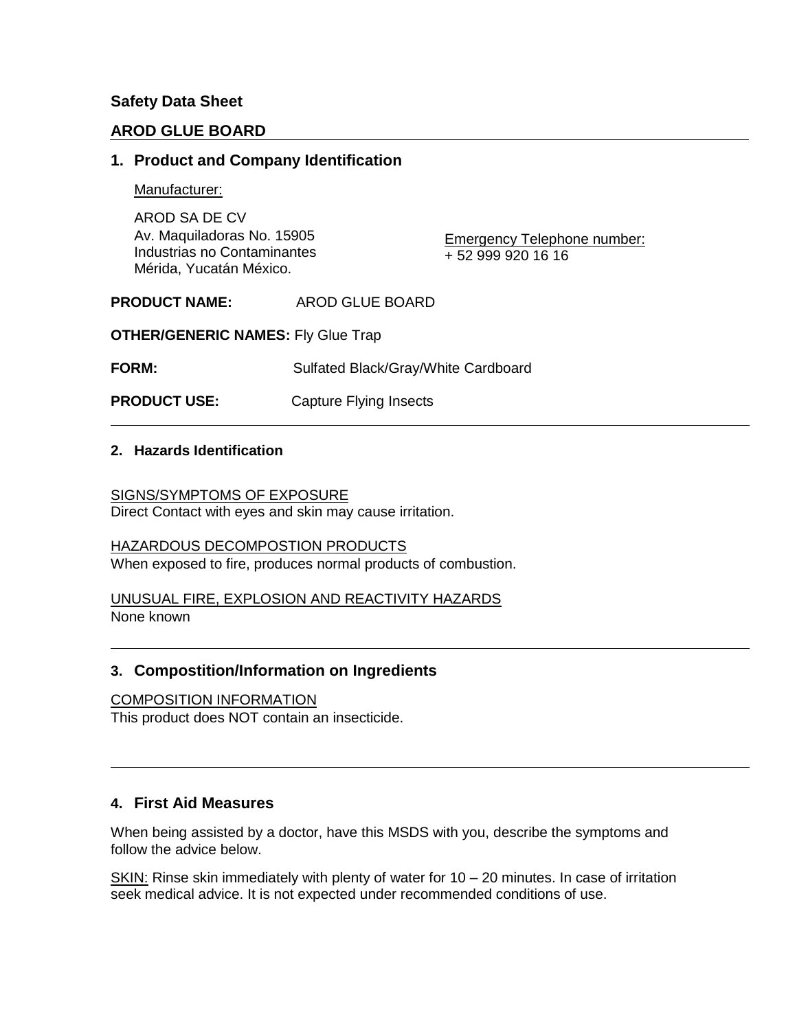**Safety Data Sheet**

## AROD GLUE BOARD

### 1. Product and Company Identification

Manufacturer:

AROD SA DE CV
Av. Maquiladoras No. 15905
Industrias no Contaminantes
Mérida, Yucatán México.

Emergency Telephone number:
+ 52 999 920 16 16

**PRODUCT NAME:** AROD GLUE BOARD

**OTHER/GENERIC NAMES:** Fly Glue Trap

**FORM:** Sulfated Black/Gray/White Cardboard

**PRODUCT USE:** Capture Flying Insects

### 2. Hazards Identification

SIGNS/SYMPTOMS OF EXPOSURE
Direct Contact with eyes and skin may cause irritation.

HAZARDOUS DECOMPOSTION PRODUCTS
When exposed to fire, produces normal products of combustion.

UNUSUAL FIRE, EXPLOSION AND REACTIVITY HAZARDS
None known

### 3. Compostition/Information on Ingredients

COMPOSITION INFORMATION
This product does NOT contain an insecticide.

### 4. First Aid Measures

When being assisted by a doctor, have this MSDS with you, describe the symptoms and follow the advice below.

SKIN: Rinse skin immediately with plenty of water for 10 – 20 minutes. In case of irritation seek medical advice. It is not expected under recommended conditions of use.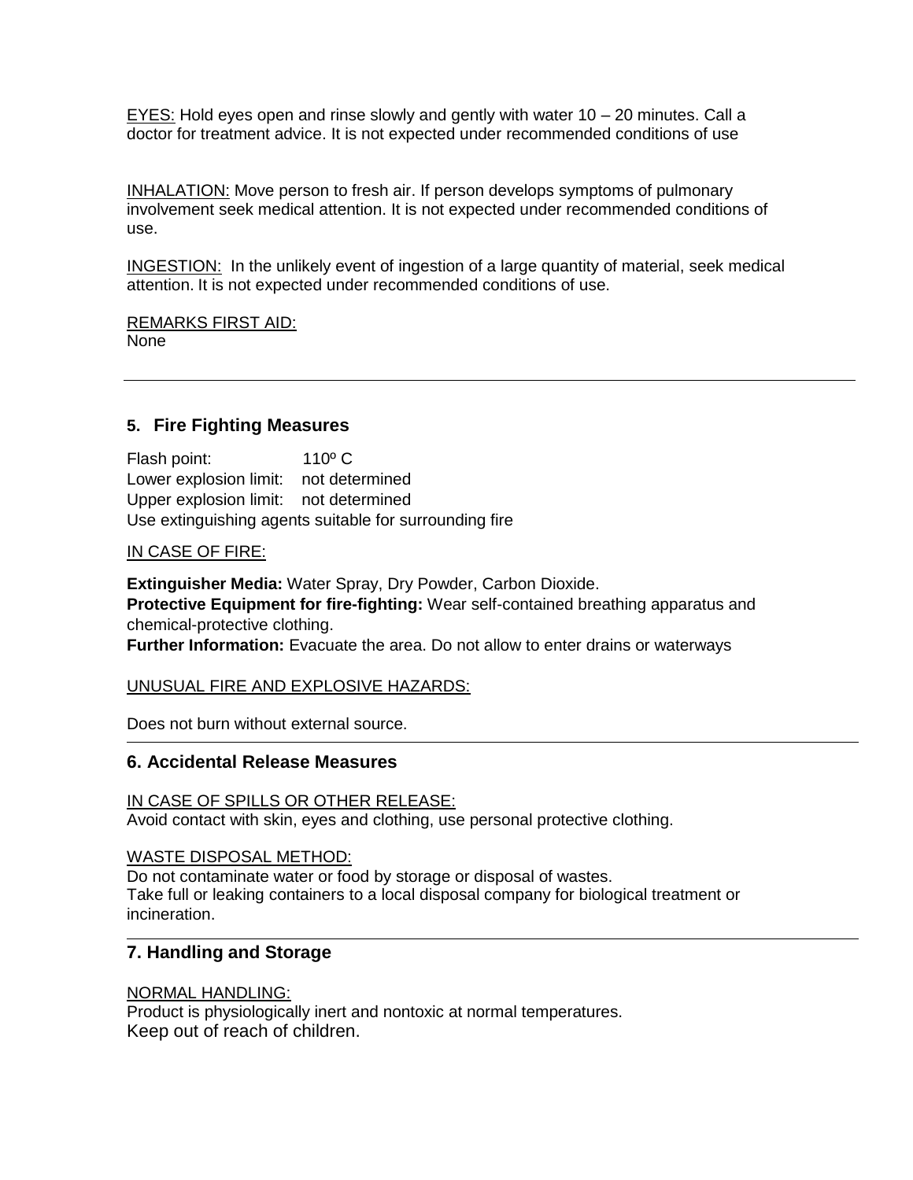EYES: Hold eyes open and rinse slowly and gently with water 10 – 20 minutes. Call a doctor for treatment advice. It is not expected under recommended conditions of use

INHALATION: Move person to fresh air. If person develops symptoms of pulmonary involvement seek medical attention. It is not expected under recommended conditions of use.

INGESTION: In the unlikely event of ingestion of a large quantity of material, seek medical attention. It is not expected under recommended conditions of use.

REMARKS FIRST AID:
None

## 5. Fire Fighting Measures

Flash point: 110º C
Lower explosion limit: not determined
Upper explosion limit: not determined
Use extinguishing agents suitable for surrounding fire

IN CASE OF FIRE:

**Extinguisher Media:** Water Spray, Dry Powder, Carbon Dioxide.
**Protective Equipment for fire-fighting:** Wear self-contained breathing apparatus and chemical-protective clothing.
**Further Information:** Evacuate the area. Do not allow to enter drains or waterways

UNUSUAL FIRE AND EXPLOSIVE HAZARDS:

Does not burn without external source.

## 6. Accidental Release Measures

IN CASE OF SPILLS OR OTHER RELEASE:
Avoid contact with skin, eyes and clothing, use personal protective clothing.

WASTE DISPOSAL METHOD:
Do not contaminate water or food by storage or disposal of wastes.
Take full or leaking containers to a local disposal company for biological treatment or incineration.

## 7. Handling and Storage

NORMAL HANDLING:
Product is physiologically inert and nontoxic at normal temperatures.
Keep out of reach of children.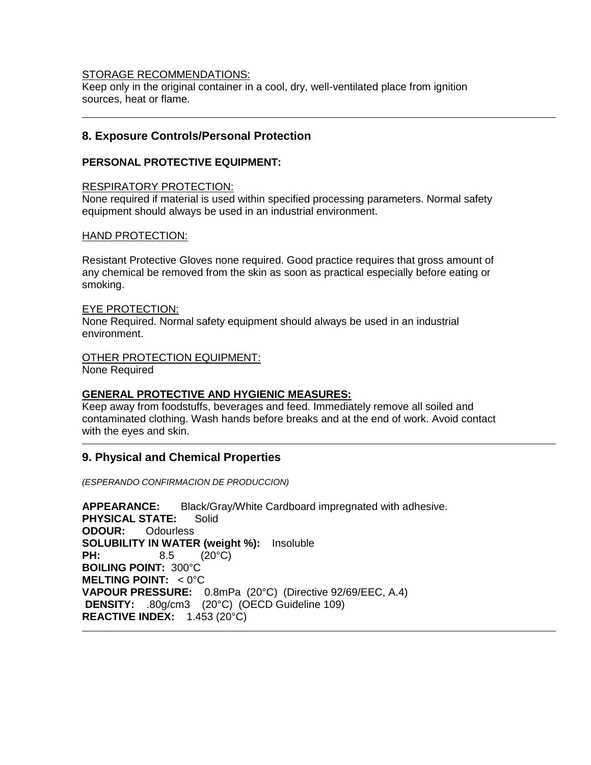STORAGE RECOMMENDATIONS:
Keep only in the original container in a cool, dry, well-ventilated place from ignition sources, heat or flame.

---

## 8. Exposure Controls/Personal Protection

**PERSONAL PROTECTIVE EQUIPMENT:**

RESPIRATORY PROTECTION:
None required if material is used within specified processing parameters. Normal safety equipment should always be used in an industrial environment.

HAND PROTECTION:

Resistant Protective Gloves none required. Good practice requires that gross amount of any chemical be removed from the skin as soon as practical especially before eating or smoking.

EYE PROTECTION:
None Required. Normal safety equipment should always be used in an industrial environment.

OTHER PROTECTION EQUIPMENT:
None Required

**GENERAL PROTECTIVE AND HYGIENIC MEASURES:**
Keep away from foodstuffs, beverages and feed. Immediately remove all soiled and contaminated clothing. Wash hands before breaks and at the end of work. Avoid contact with the eyes and skin.

---

## 9. Physical and Chemical Properties

*(ESPERANDO CONFIRMACION DE PRODUCCION)*

**APPEARANCE:** Black/Gray/White Cardboard impregnated with adhesive.
**PHYSICAL STATE:** Solid
**ODOUR:** Odourless
**SOLUBILITY IN WATER (weight %):** Insoluble
**PH:** 8.5 (20°C)
**BOILING POINT:** 300°C
**MELTING POINT:** < 0°C
**VAPOUR PRESSURE:** 0.8mPa (20°C) (Directive 92/69/EEC, A.4)
**DENSITY:** .80g/cm3 (20°C) (OECD Guideline 109)
**REACTIVE INDEX:** 1.453 (20°C)

---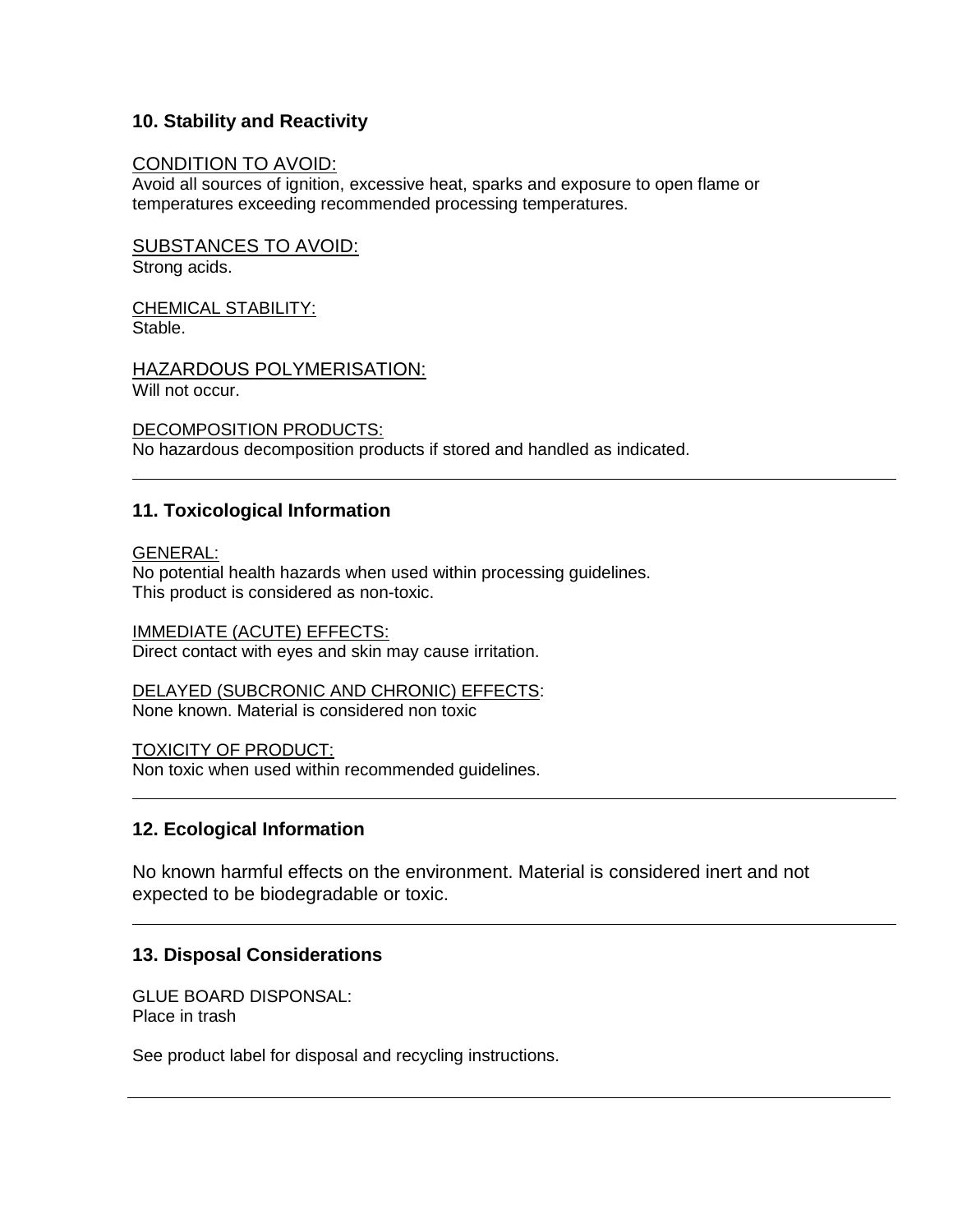## 10. Stability and Reactivity

CONDITION TO AVOID:
Avoid all sources of ignition, excessive heat, sparks and exposure to open flame or temperatures exceeding recommended processing temperatures.

SUBSTANCES TO AVOID:
Strong acids.

CHEMICAL STABILITY:
Stable.

HAZARDOUS POLYMERISATION:
Will not occur.

DECOMPOSITION PRODUCTS:
No hazardous decomposition products if stored and handled as indicated.

---

## 11. Toxicological Information

GENERAL:
No potential health hazards when used within processing guidelines.
This product is considered as non-toxic.

IMMEDIATE (ACUTE) EFFECTS:
Direct contact with eyes and skin may cause irritation.

DELAYED (SUBCRONIC AND CHRONIC) EFFECTS:
None known. Material is considered non toxic

TOXICITY OF PRODUCT:
Non toxic when used within recommended guidelines.

---

## 12. Ecological Information

No known harmful effects on the environment. Material is considered inert and not expected to be biodegradable or toxic.

---

## 13. Disposal Considerations

GLUE BOARD DISPONSAL:
Place in trash

See product label for disposal and recycling instructions.

---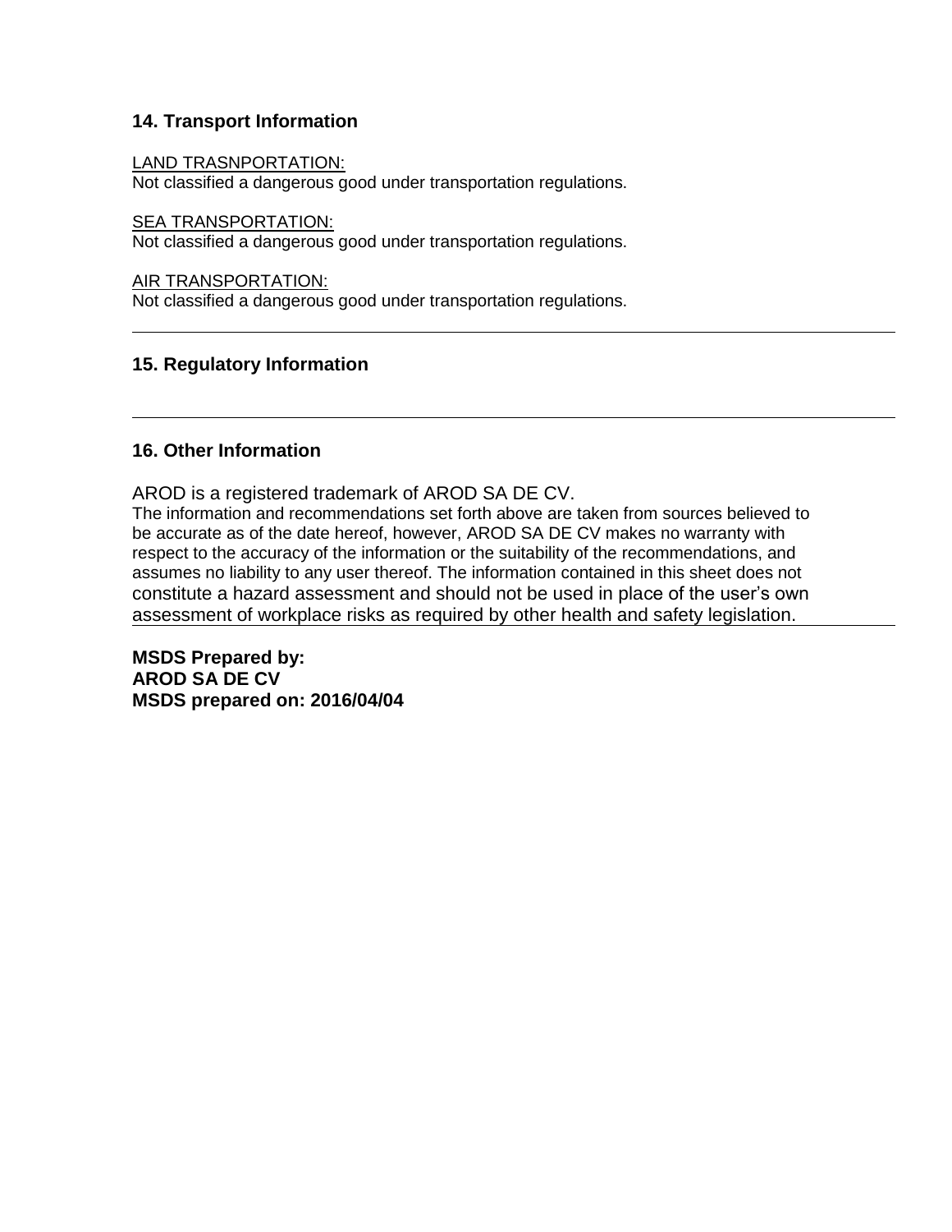## 14. Transport Information

LAND TRASNPORTATION:
Not classified a dangerous good under transportation regulations.

SEA TRANSPORTATION:
Not classified a dangerous good under transportation regulations.

AIR TRANSPORTATION:
Not classified a dangerous good under transportation regulations.

---

## 15. Regulatory Information

---

## 16. Other Information

AROD is a registered trademark of AROD SA DE CV.
The information and recommendations set forth above are taken from sources believed to be accurate as of the date hereof, however, AROD SA DE CV makes no warranty with respect to the accuracy of the information or the suitability of the recommendations, and assumes no liability to any user thereof. The information contained in this sheet does not constitute a hazard assessment and should not be used in place of the user's own assessment of workplace risks as required by other health and safety legislation.

---

**MSDS Prepared by:**
**AROD SA DE CV**
**MSDS prepared on: 2016/04/04**